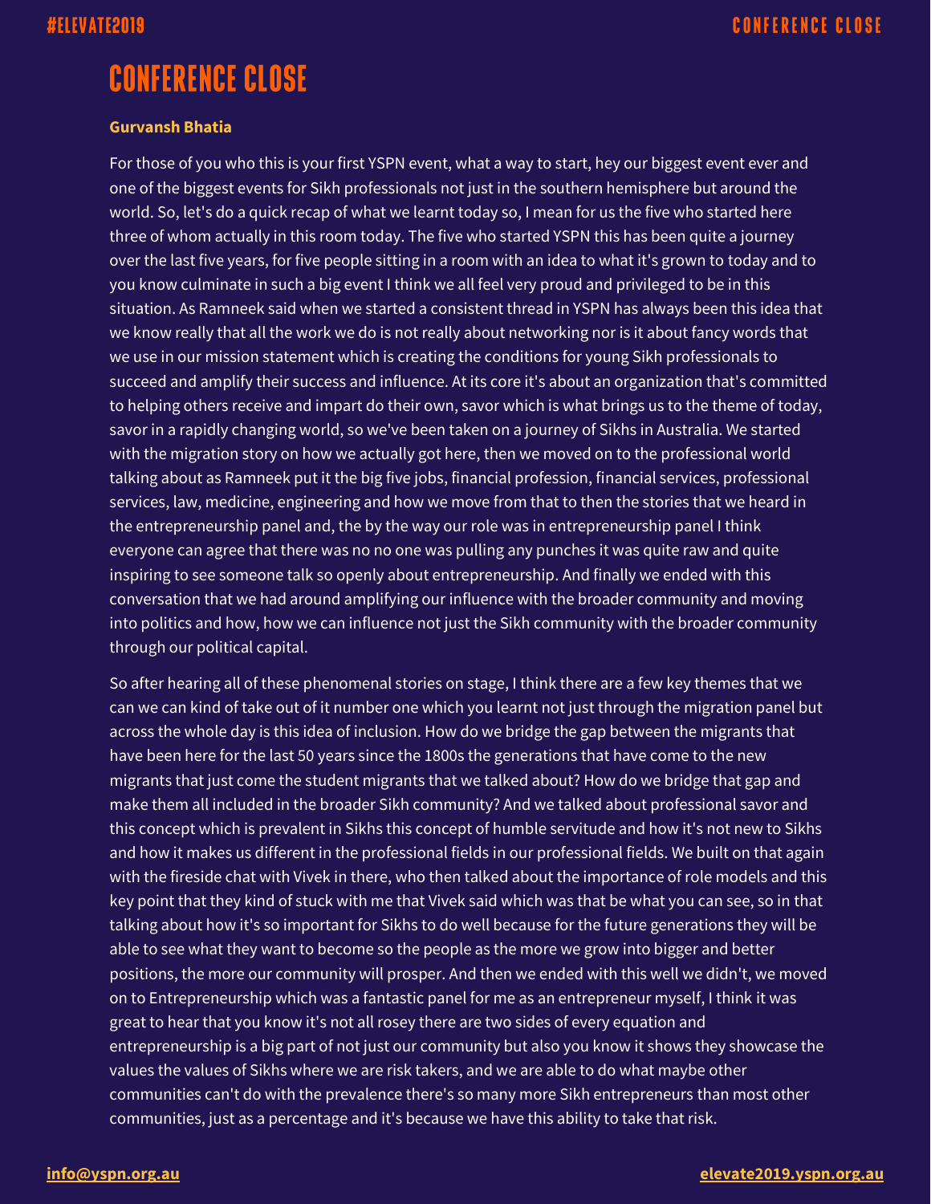# CONFERENCE CLOSE

**Gurvansh Bhatia**

For those of you who this is your first YSPN event, what a way to start, hey our biggest event ever and one of the biggest events for Sikh professionals not just in the southern hemisphere but around the world. So, let's do a quick recap of what we learnt today so, I mean for us the five who started here three of whom actually in this room today. The five who started YSPN this has been quite a journey over the last five years, for five people sitting in a room with an idea to what it's grown to today and to you know culminate in such a big event I think we all feel very proud and privileged to be in this situation. As Ramneek said when we started a consistent thread in YSPN has always been this idea that we know really that all the work we do is not really about networking nor is it about fancy words that we use in our mission statement which is creating the conditions for young Sikh professionals to succeed and amplify their success and influence. At its core it's about an organization that's committed to helping others receive and impart do their own, savor which is what brings us to the theme of today, savor in a rapidly changing world, so we've been taken on a journey of Sikhs in Australia. We started with the migration story on how we actually got here, then we moved on to the professional world talking about as Ramneek put it the big five jobs, financial profession, financial services, professional services, law, medicine, engineering and how we move from that to then the stories that we heard in the entrepreneurship panel and, the by the way our role was in entrepreneurship panel I think everyone can agree that there was no no one was pulling any punches it was quite raw and quite inspiring to see someone talk so openly about entrepreneurship. And finally we ended with this conversation that we had around amplifying our influence with the broader community and moving into politics and how, how we can influence not just the Sikh community with the broader community through our political capital.

So after hearing all of these phenomenal stories on stage, I think there are a few key themes that we can we can kind of take out of it number one which you learnt not just through the migration panel but across the whole day is this idea of inclusion. How do we bridge the gap between the migrants that have been here for the last 50 years since the 1800s the generations that have come to the new migrants that just come the student migrants that we talked about? How do we bridge that gap and make them all included in the broader Sikh community? And we talked about professional savor and this concept which is prevalent in Sikhs this concept of humble servitude and how it's not new to Sikhs and how it makes us different in the professional fields in our professional fields. We built on that again with the fireside chat with Vivek in there, who then talked about the importance of role models and this key point that they kind of stuck with me that Vivek said which was that be what you can see, so in that talking about how it's so important for Sikhs to do well because for the future generations they will be able to see what they want to become so the people as the more we grow into bigger and better positions, the more our community will prosper. And then we ended with this well we didn't, we moved on to Entrepreneurship which was a fantastic panel for me as an entrepreneur myself, I think it was great to hear that you know it's not all rosey there are two sides of every equation and entrepreneurship is a big part of not just our community but also you know it shows they showcase the values the values of Sikhs where we are risk takers, and we are able to do what maybe other communities can't do with the prevalence there's so many more Sikh entrepreneurs than most other communities, just as a percentage and it's because we have this ability to take that risk.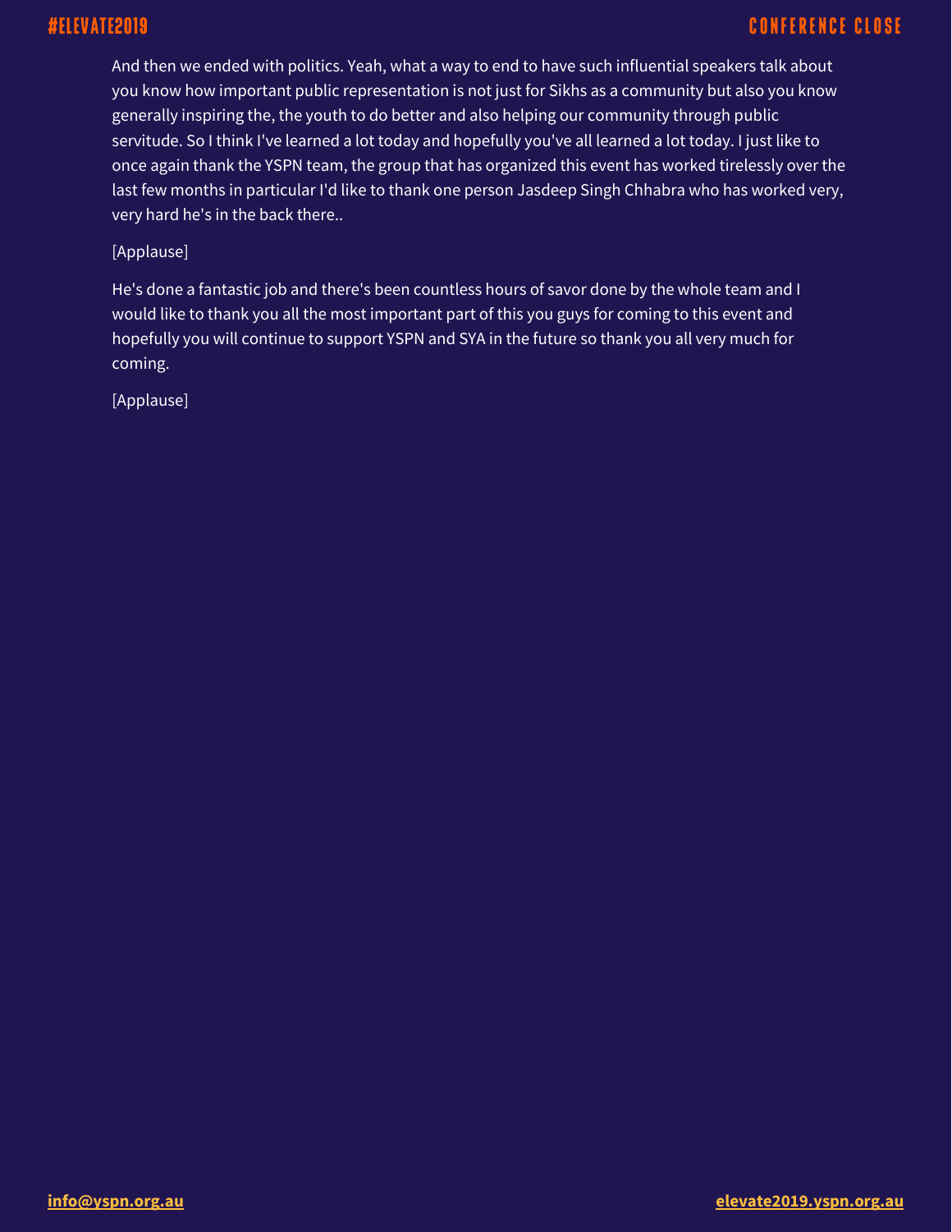And then we ended with politics. Yeah, what a way to end to have such influential speakers talk about you know how important public representation is not just for Sikhs as a community but also you know generally inspiring the, the youth to do better and also helping our community through public servitude. So I think I've learned a lot today and hopefully you've all learned a lot today. I just like to once again thank the YSPN team, the group that has organized this event has worked tirelessly over the last few months in particular I'd like to thank one person Jasdeep Singh Chhabra who has worked very, very hard he's in the back there..

[Applause]

He's done a fantastic job and there's been countless hours of savor done by the whole team and I would like to thank you all the most important part of this you guys for coming to this event and hopefully you will continue to support YSPN and SYA in the future so thank you all very much for coming.

[Applause]